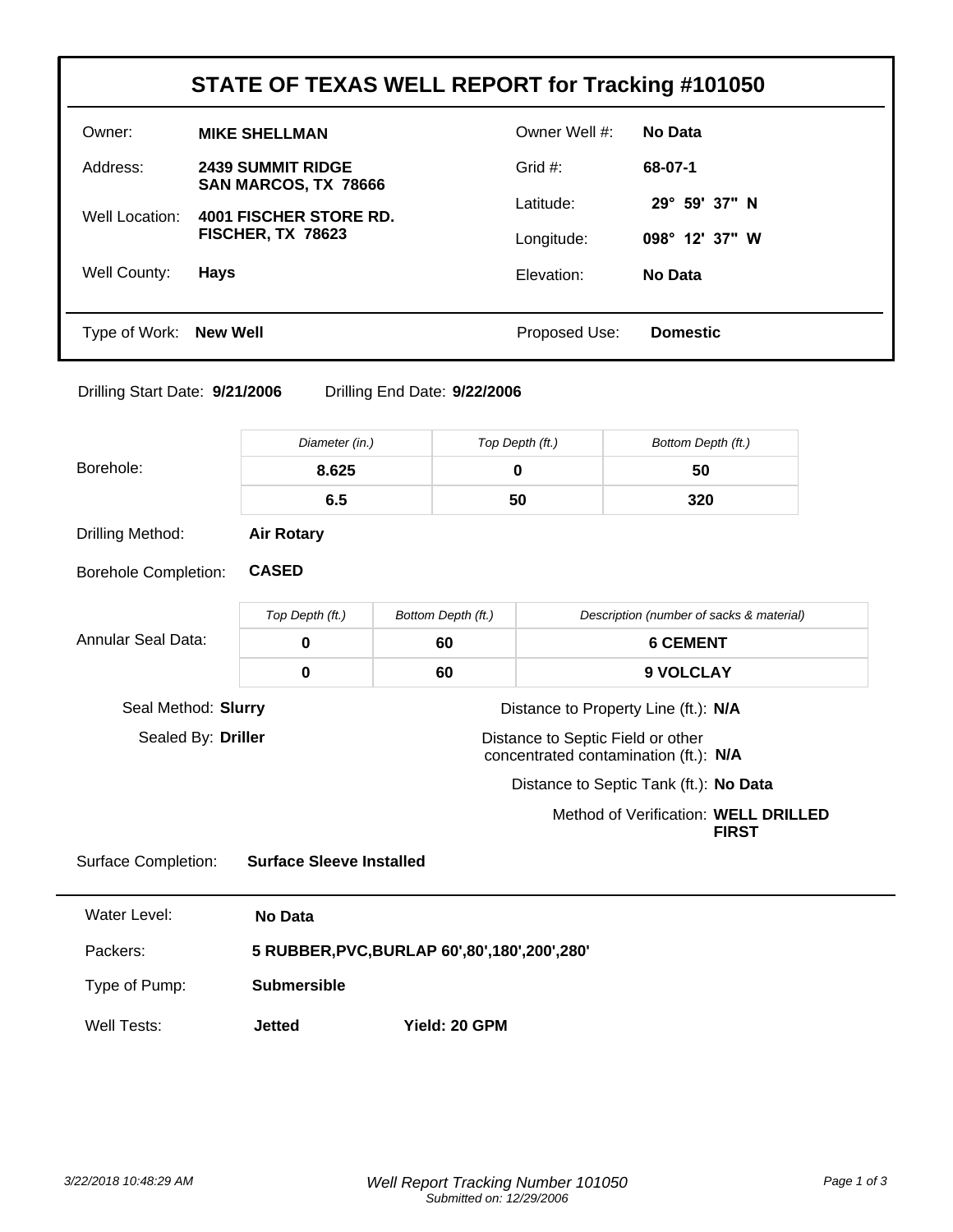# STATE OF TEXAS WELL REPORT for Tracking #101050

| | | | |
|---|---|---|---|
| Owner: | **MIKE SHELLMAN** | Owner Well #: | **No Data** |
| Address: | **2439 SUMMIT RIDGE SAN MARCOS, TX 78666** | Grid #: | **68-07-1** |
| Well Location: | **4001 FISCHER STORE RD. FISCHER, TX 78623** | Latitude: | **29° 59' 37" N** |
| | | Longitude: | **098° 12' 37" W** |
| Well County: | **Hays** | Elevation: | **No Data** |
| Type of Work: | **New Well** | Proposed Use: | **Domestic** |

Drilling Start Date: **9/21/2006** Drilling End Date: **9/22/2006**

| Borehole: | *Diameter (in.)* | *Top Depth (ft.)* | *Bottom Depth (ft.)* |
|---|---|---|---|
| | **8.625** | **0** | **50** |
| | **6.5** | **50** | **320** |

Drilling Method: **Air Rotary**

Borehole Completion: **CASED**

| Annular Seal Data: | *Top Depth (ft.)* | *Bottom Depth (ft.)* | *Description (number of sacks & material)* |
|---|---|---|---|
| | **0** | **60** | **6 CEMENT** |
| | **0** | **60** | **9 VOLCLAY** |

Seal Method: **Slurry**

Sealed By: **Driller**

Distance to Property Line (ft.): **N/A**

Distance to Septic Field or other concentrated contamination (ft.): **N/A**

Distance to Septic Tank (ft.): **No Data**

Method of Verification: **WELL DRILLED FIRST**

Surface Completion: **Surface Sleeve Installed**

---

Water Level: **No Data**

Packers: **5 RUBBER,PVC,BURLAP 60',80',180',200',280'**

Type of Pump: **Submersible**

Well Tests: **Jetted** **Yield: 20 GPM**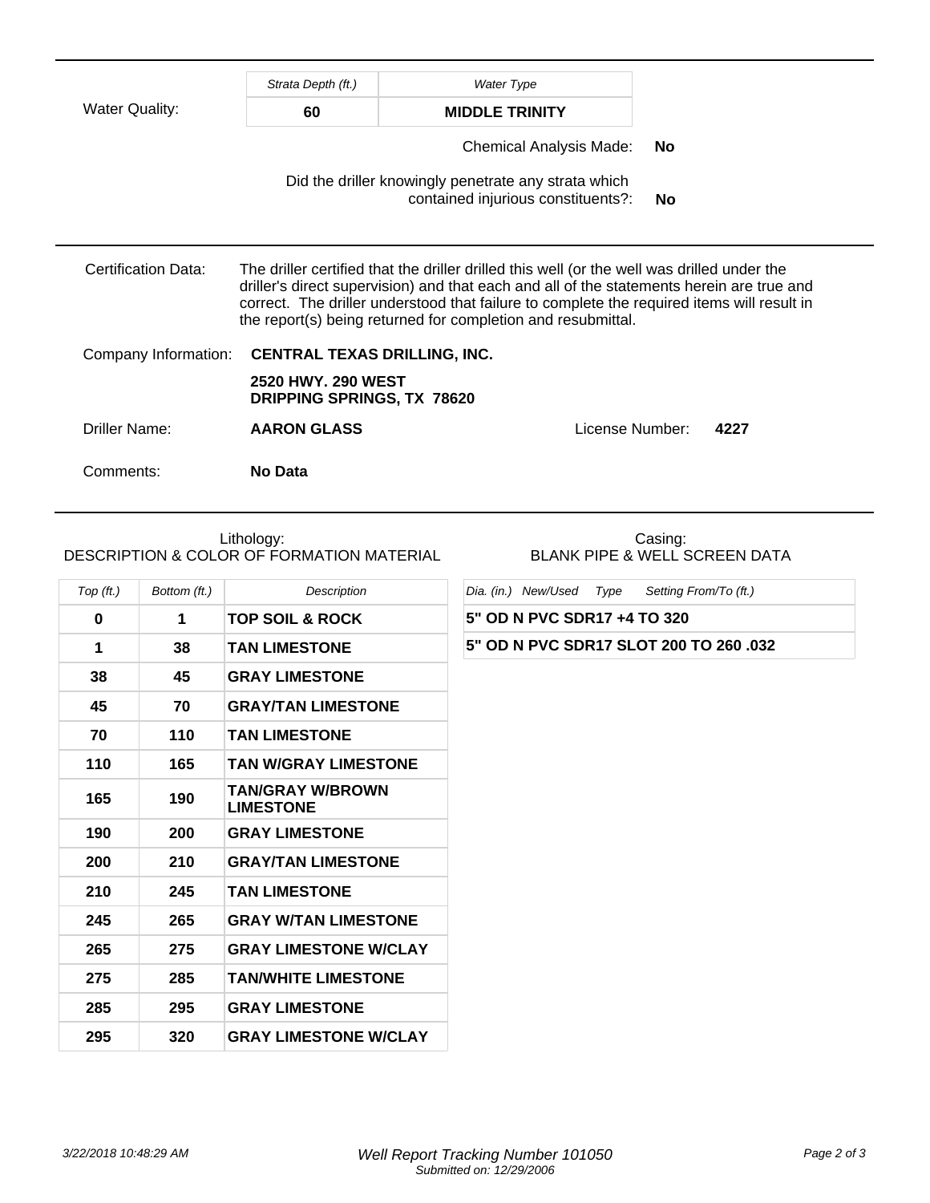**Water Quality:**

| Strata Depth (ft.) | Water Type |
| --- | --- |
| 60 | MIDDLE TRINITY |

Chemical Analysis Made: **No**

Did the driller knowingly penetrate any strata which contained injurious constituents?: **No**

---

**Certification Data:** The driller certified that the driller drilled this well (or the well was drilled under the driller's direct supervision) and that each and all of the statements herein are true and correct. The driller understood that failure to complete the required items will result in the report(s) being returned for completion and resubmittal.

**Company Information:** **CENTRAL TEXAS DRILLING, INC.**

**2520 HWY. 290 WEST**
**DRIPPING SPRINGS, TX 78620**

**Driller Name:** **AARON GLASS** License Number: **4227**

**Comments:** **No Data**

---

**Lithology:**
DESCRIPTION & COLOR OF FORMATION MATERIAL

| Top (ft.) | Bottom (ft.) | Description |
| --- | --- | --- |
| 0 | 1 | TOP SOIL & ROCK |
| 1 | 38 | TAN LIMESTONE |
| 38 | 45 | GRAY LIMESTONE |
| 45 | 70 | GRAY/TAN LIMESTONE |
| 70 | 110 | TAN LIMESTONE |
| 110 | 165 | TAN W/GRAY LIMESTONE |
| 165 | 190 | TAN/GRAY W/BROWN LIMESTONE |
| 190 | 200 | GRAY LIMESTONE |
| 200 | 210 | GRAY/TAN LIMESTONE |
| 210 | 245 | TAN LIMESTONE |
| 245 | 265 | GRAY W/TAN LIMESTONE |
| 265 | 275 | GRAY LIMESTONE W/CLAY |
| 275 | 285 | TAN/WHITE LIMESTONE |
| 285 | 295 | GRAY LIMESTONE |
| 295 | 320 | GRAY LIMESTONE W/CLAY |

**Casing:**
BLANK PIPE & WELL SCREEN DATA

| Dia. (in.) New/Used Type Setting From/To (ft.) |
| --- |
| 5" OD N PVC SDR17 +4 TO 320 |
| 5" OD N PVC SDR17 SLOT 200 TO 260 .032 |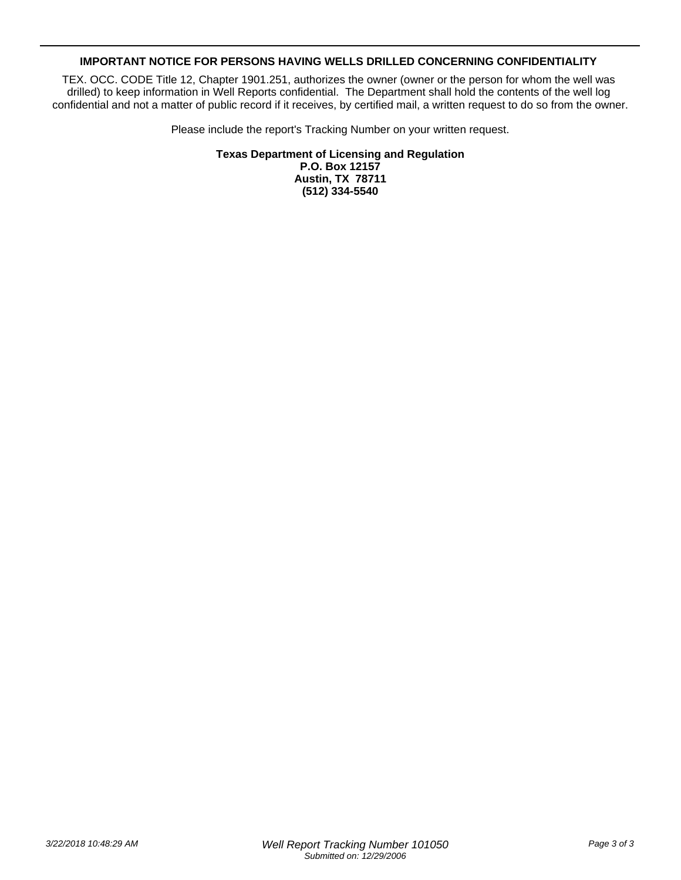## IMPORTANT NOTICE FOR PERSONS HAVING WELLS DRILLED CONCERNING CONFIDENTIALITY

TEX. OCC. CODE Title 12, Chapter 1901.251, authorizes the owner (owner or the person for whom the well was drilled) to keep information in Well Reports confidential. The Department shall hold the contents of the well log confidential and not a matter of public record if it receives, by certified mail, a written request to do so from the owner.

Please include the report's Tracking Number on your written request.

**Texas Department of Licensing and Regulation**
**P.O. Box 12157**
**Austin, TX 78711**
**(512) 334-5540**